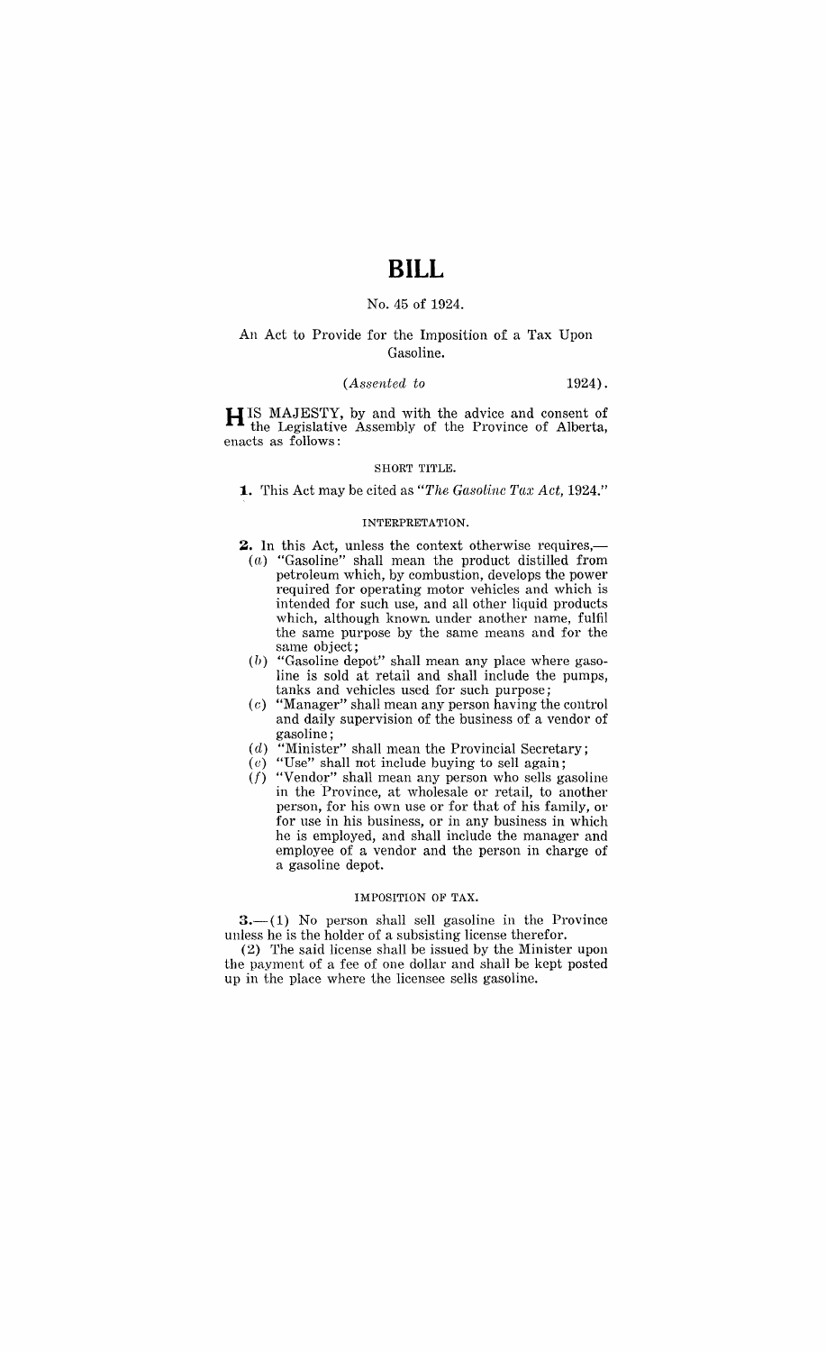# BILL

No. 45 of 1924.

An Act to Provide for the Imposition of a Tax Upon Gasoline.

(*Assented to* 1924).

HIS MAJESTY, by and with the advice and consent of the Legislative Assembly of the Province of Alberta, enacts as follows:

SHORT TITLE.

**1.** This Act may be cited as "*The Gasoline Tax Act*, 1924."

INTERPRETATION.

**2.** In this Act, unless the context otherwise requires,—

(*a*) "Gasoline" shall mean the product distilled from petroleum which, by combustion, develops the power required for operating motor vehicles and which is intended for such use, and all other liquid products which, although known under another name, fulfil the same purpose by the same means and for the same object;

(*b*) "Gasoline depot" shall mean any place where gasoline is sold at retail and shall include the pumps, tanks and vehicles used for such purpose;

(*c*) "Manager" shall mean any person having the control and daily supervision of the business of a vendor of gasoline;

(*d*) "Minister" shall mean the Provincial Secretary;

(*e*) "Use" shall not include buying to sell again;

(*f*) "Vendor" shall mean any person who sells gasoline in the Province, at wholesale or retail, to another person, for his own use or for that of his family, or for use in his business, or in any business in which he is employed, and shall include the manager and employee of a vendor and the person in charge of a gasoline depot.

IMPOSITION OF TAX.

**3.**—(1) No person shall sell gasoline in the Province unless he is the holder of a subsisting license therefor.

(2) The said license shall be issued by the Minister upon the payment of a fee of one dollar and shall be kept posted up in the place where the licensee sells gasoline.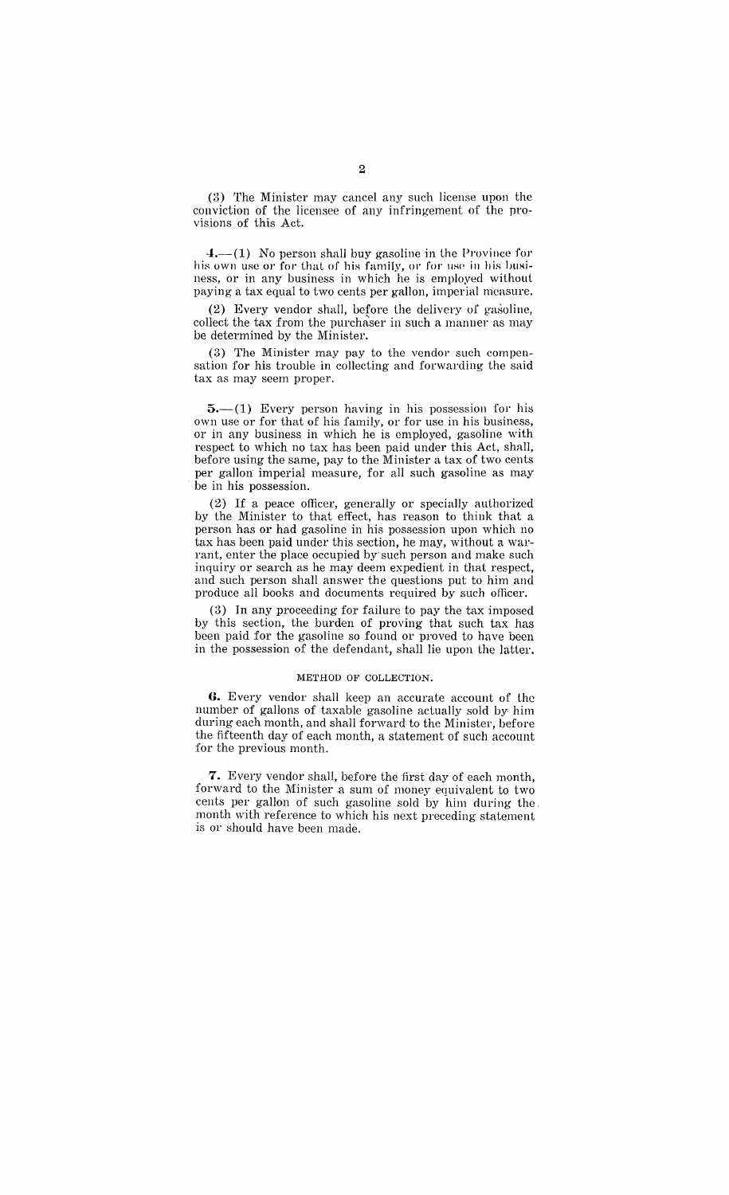(3) The Minister may cancel any such license upon the conviction of the licensee of any infringement of the provisions of this Act.

**4.**—(1) No person shall buy gasoline in the Province for his own use or for that of his family, or for use in his business, or in any business in which he is employed without paying a tax equal to two cents per gallon, imperial measure.

(2) Every vendor shall, before the delivery of gasoline, collect the tax from the purchaser in such a manner as may be determined by the Minister.

(3) The Minister may pay to the vendor such compensation for his trouble in collecting and forwarding the said tax as may seem proper.

**5.**—(1) Every person having in his possession for his own use or for that of his family, or for use in his business, or in any business in which he is employed, gasoline with respect to which no tax has been paid under this Act, shall, before using the same, pay to the Minister a tax of two cents per gallon imperial measure, for all such gasoline as may be in his possession.

(2) If a peace officer, generally or specially authorized by the Minister to that effect, has reason to think that a person has or had gasoline in his possession upon which no tax has been paid under this section, he may, without a warrant, enter the place occupied by such person and make such inquiry or search as he may deem expedient in that respect, and such person shall answer the questions put to him and produce all books and documents required by such officer.

(3) In any proceeding for failure to pay the tax imposed by this section, the burden of proving that such tax has been paid for the gasoline so found or proved to have been in the possession of the defendant, shall lie upon the latter.

METHOD OF COLLECTION.

**6.** Every vendor shall keep an accurate account of the number of gallons of taxable gasoline actually sold by him during each month, and shall forward to the Minister, before the fifteenth day of each month, a statement of such account for the previous month.

**7.** Every vendor shall, before the first day of each month, forward to the Minister a sum of money equivalent to two cents per gallon of such gasoline sold by him during the month with reference to which his next preceding statement is or should have been made.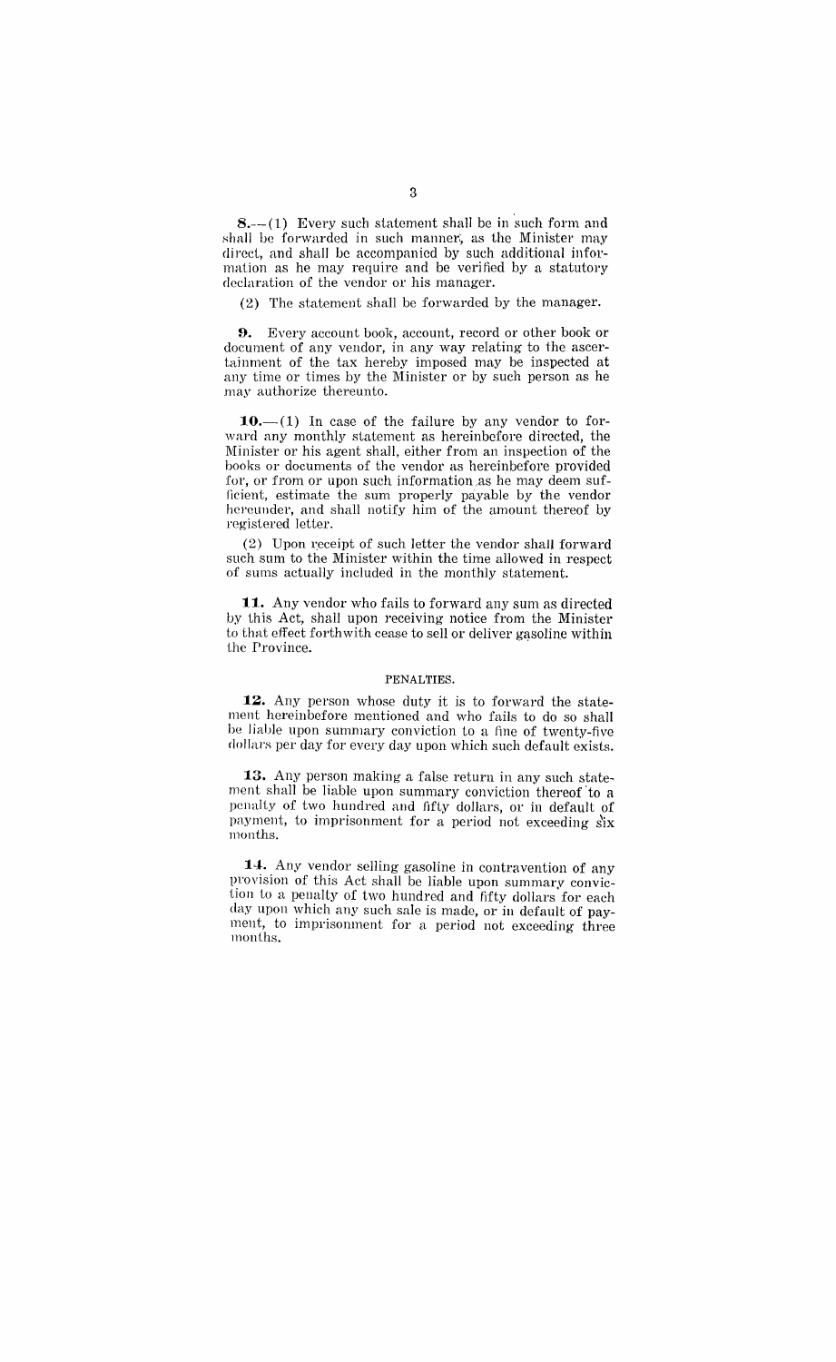**8.**—(1) Every such statement shall be in such form and shall be forwarded in such manner, as the Minister may direct, and shall be accompanied by such additional information as he may require and be verified by a statutory declaration of the vendor or his manager.

(2) The statement shall be forwarded by the manager.

**9.** Every account book, account, record or other book or document of any vendor, in any way relating to the ascertainment of the tax hereby imposed may be inspected at any time or times by the Minister or by such person as he may authorize thereunto.

**10.**—(1) In case of the failure by any vendor to forward any monthly statement as hereinbefore directed, the Minister or his agent shall, either from an inspection of the books or documents of the vendor as hereinbefore provided for, or from or upon such information as he may deem sufficient, estimate the sum properly payable by the vendor hereunder, and shall notify him of the amount thereof by registered letter.

(2) Upon receipt of such letter the vendor shall forward such sum to the Minister within the time allowed in respect of sums actually included in the monthly statement.

**11.** Any vendor who fails to forward any sum as directed by this Act, shall upon receiving notice from the Minister to that effect forthwith cease to sell or deliver gasoline within the Province.

PENALTIES.

**12.** Any person whose duty it is to forward the statement hereinbefore mentioned and who fails to do so shall be liable upon summary conviction to a fine of twenty-five dollars per day for every day upon which such default exists.

**13.** Any person making a false return in any such statement shall be liable upon summary conviction thereof to a penalty of two hundred and fifty dollars, or in default of payment, to imprisonment for a period not exceeding six months.

**14.** Any vendor selling gasoline in contravention of any provision of this Act shall be liable upon summary conviction to a penalty of two hundred and fifty dollars for each day upon which any such sale is made, or in default of payment, to imprisonment for a period not exceeding three months.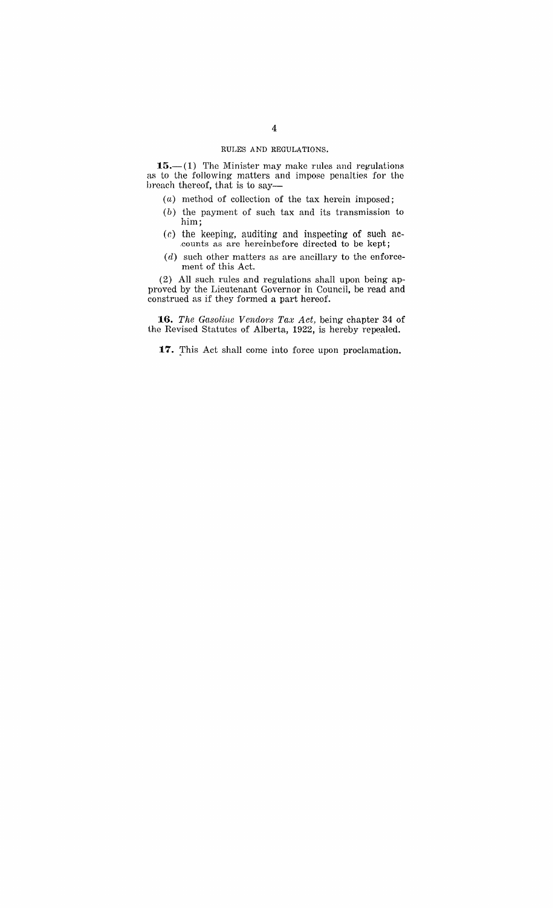RULES AND REGULATIONS.

**15.**—(1) The Minister may make rules and regulations as to the following matters and impose penalties for the breach thereof, that is to say—

(*a*) method of collection of the tax herein imposed;

(*b*) the payment of such tax and its transmission to him;

(*c*) the keeping, auditing and inspecting of such accounts as are hereinbefore directed to be kept;

(*d*) such other matters as are ancillary to the enforcement of this Act.

(2) All such rules and regulations shall upon being approved by the Lieutenant Governor in Council, be read and construed as if they formed a part hereof.

**16.** *The Gasoline Vendors Tax Act*, being chapter 34 of the Revised Statutes of Alberta, 1922, is hereby repealed.

**17.** This Act shall come into force upon proclamation.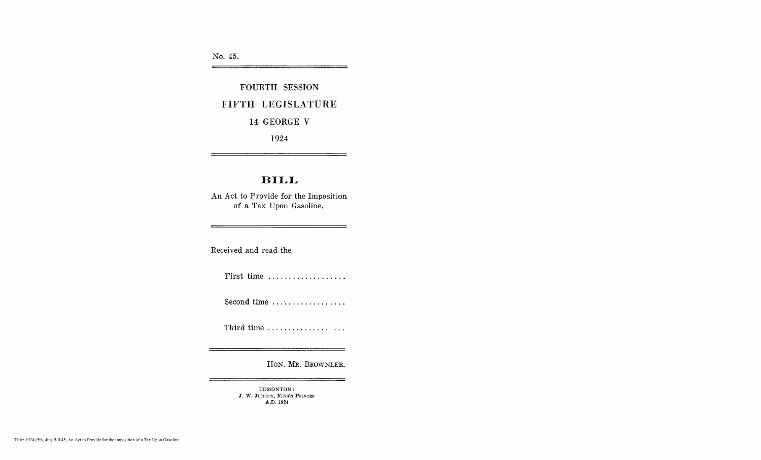No. 45.

FOURTH SESSION

FIFTH LEGISLATURE

14 GEORGE V

1924

# BILL

An Act to Provide for the Imposition of a Tax Upon Gasoline.

Received and read the

First time ..................

Second time ..................

Third time ............... ...

HON. MR. BROWNLEE.

EDMONTON:
J. W. JEFFERY, KING'S PRINTER
A.D. 1924

Title: 1924 (5th, 4th) Bill 45, An Act to Provide for the Imposition of a Tax Upon Gasoline